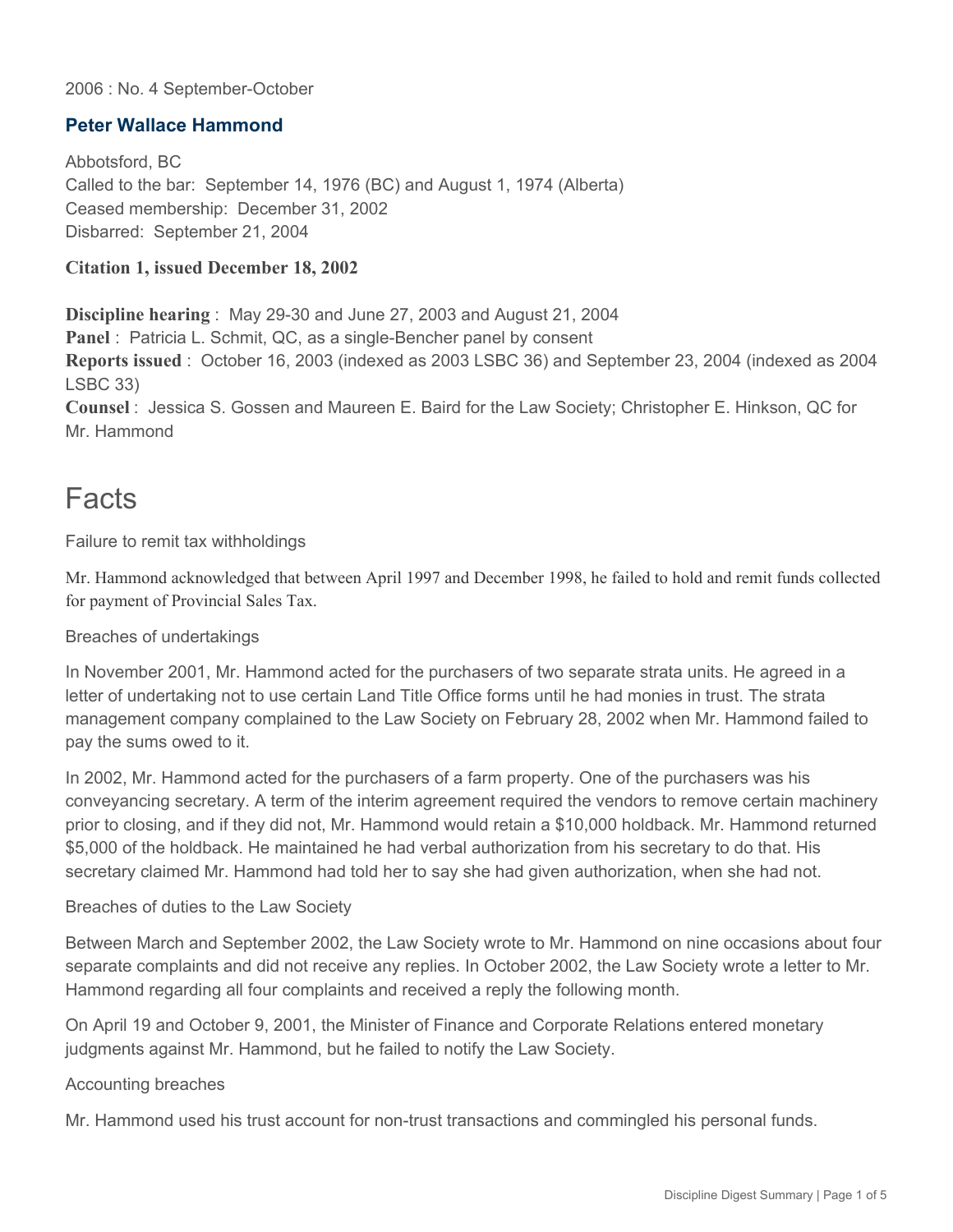2006 : No. 4 September-October

## Peter Wallace Hammond

Abbotsford, BC
Called to the bar: September 14, 1976 (BC) and August 1, 1974 (Alberta)
Ceased membership: December 31, 2002
Disbarred: September 21, 2004

**Citation 1, issued December 18, 2002**

**Discipline hearing** : May 29-30 and June 27, 2003 and August 21, 2004
**Panel** : Patricia L. Schmit, QC, as a single-Bencher panel by consent
**Reports issued** : October 16, 2003 (indexed as 2003 LSBC 36) and September 23, 2004 (indexed as 2004 LSBC 33)
**Counsel** : Jessica S. Gossen and Maureen E. Baird for the Law Society; Christopher E. Hinkson, QC for Mr. Hammond

# Facts

Failure to remit tax withholdings

Mr. Hammond acknowledged that between April 1997 and December 1998, he failed to hold and remit funds collected for payment of Provincial Sales Tax.

Breaches of undertakings

In November 2001, Mr. Hammond acted for the purchasers of two separate strata units. He agreed in a letter of undertaking not to use certain Land Title Office forms until he had monies in trust. The strata management company complained to the Law Society on February 28, 2002 when Mr. Hammond failed to pay the sums owed to it.

In 2002, Mr. Hammond acted for the purchasers of a farm property. One of the purchasers was his conveyancing secretary. A term of the interim agreement required the vendors to remove certain machinery prior to closing, and if they did not, Mr. Hammond would retain a $10,000 holdback. Mr. Hammond returned $5,000 of the holdback. He maintained he had verbal authorization from his secretary to do that. His secretary claimed Mr. Hammond had told her to say she had given authorization, when she had not.

Breaches of duties to the Law Society

Between March and September 2002, the Law Society wrote to Mr. Hammond on nine occasions about four separate complaints and did not receive any replies. In October 2002, the Law Society wrote a letter to Mr. Hammond regarding all four complaints and received a reply the following month.

On April 19 and October 9, 2001, the Minister of Finance and Corporate Relations entered monetary judgments against Mr. Hammond, but he failed to notify the Law Society.

Accounting breaches

Mr. Hammond used his trust account for non-trust transactions and commingled his personal funds.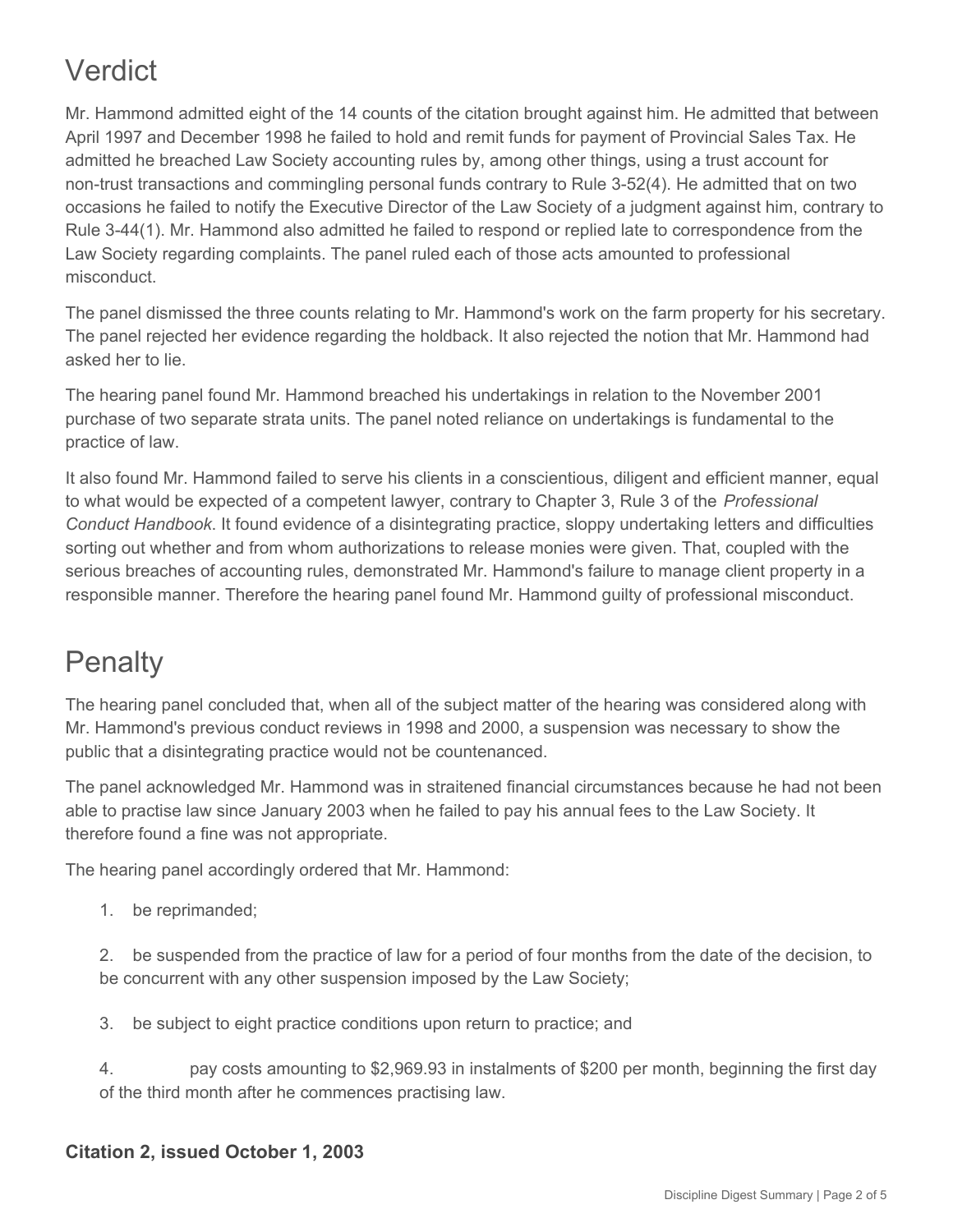## Verdict

Mr. Hammond admitted eight of the 14 counts of the citation brought against him. He admitted that between April 1997 and December 1998 he failed to hold and remit funds for payment of Provincial Sales Tax. He admitted he breached Law Society accounting rules by, among other things, using a trust account for non-trust transactions and commingling personal funds contrary to Rule 3-52(4). He admitted that on two occasions he failed to notify the Executive Director of the Law Society of a judgment against him, contrary to Rule 3-44(1). Mr. Hammond also admitted he failed to respond or replied late to correspondence from the Law Society regarding complaints. The panel ruled each of those acts amounted to professional misconduct.

The panel dismissed the three counts relating to Mr. Hammond's work on the farm property for his secretary. The panel rejected her evidence regarding the holdback. It also rejected the notion that Mr. Hammond had asked her to lie.

The hearing panel found Mr. Hammond breached his undertakings in relation to the November 2001 purchase of two separate strata units. The panel noted reliance on undertakings is fundamental to the practice of law.

It also found Mr. Hammond failed to serve his clients in a conscientious, diligent and efficient manner, equal to what would be expected of a competent lawyer, contrary to Chapter 3, Rule 3 of the *Professional Conduct Handbook*. It found evidence of a disintegrating practice, sloppy undertaking letters and difficulties sorting out whether and from whom authorizations to release monies were given. That, coupled with the serious breaches of accounting rules, demonstrated Mr. Hammond's failure to manage client property in a responsible manner. Therefore the hearing panel found Mr. Hammond guilty of professional misconduct.

## Penalty

The hearing panel concluded that, when all of the subject matter of the hearing was considered along with Mr. Hammond's previous conduct reviews in 1998 and 2000, a suspension was necessary to show the public that a disintegrating practice would not be countenanced.

The panel acknowledged Mr. Hammond was in straitened financial circumstances because he had not been able to practise law since January 2003 when he failed to pay his annual fees to the Law Society. It therefore found a fine was not appropriate.

The hearing panel accordingly ordered that Mr. Hammond:

1. be reprimanded;
2. be suspended from the practice of law for a period of four months from the date of the decision, to be concurrent with any other suspension imposed by the Law Society;
3. be subject to eight practice conditions upon return to practice; and
4. pay costs amounting to $2,969.93 in instalments of $200 per month, beginning the first day of the third month after he commences practising law.

**Citation 2, issued October 1, 2003**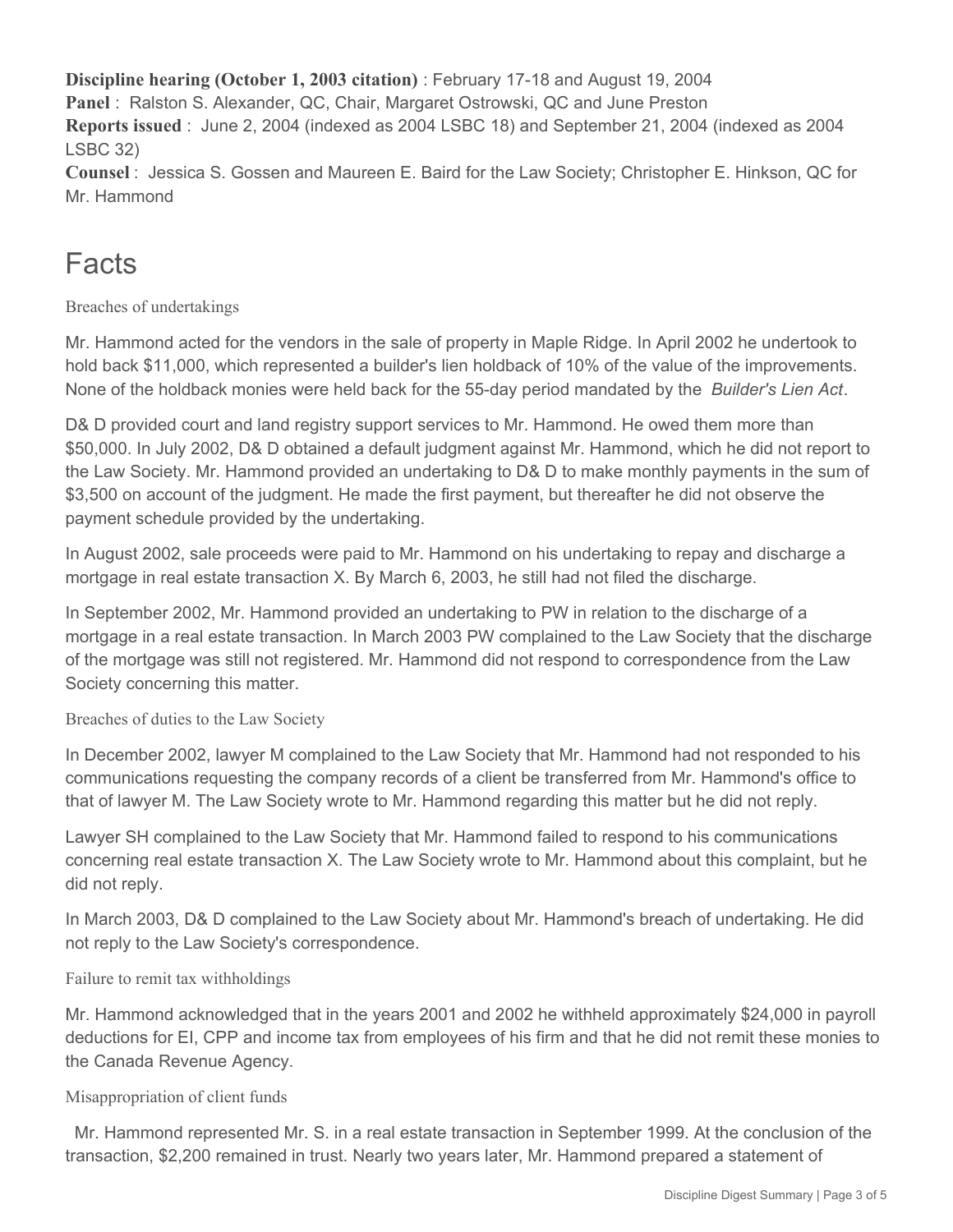**Discipline hearing (October 1, 2003 citation)** : February 17-18 and August 19, 2004
**Panel** : Ralston S. Alexander, QC, Chair, Margaret Ostrowski, QC and June Preston
**Reports issued** : June 2, 2004 (indexed as 2004 LSBC 18) and September 21, 2004 (indexed as 2004 LSBC 32)
**Counsel** : Jessica S. Gossen and Maureen E. Baird for the Law Society; Christopher E. Hinkson, QC for Mr. Hammond

# Facts

### Breaches of undertakings

Mr. Hammond acted for the vendors in the sale of property in Maple Ridge. In April 2002 he undertook to hold back $11,000, which represented a builder's lien holdback of 10% of the value of the improvements. None of the holdback monies were held back for the 55-day period mandated by the *Builder's Lien Act*.

D& D provided court and land registry support services to Mr. Hammond. He owed them more than $50,000. In July 2002, D& D obtained a default judgment against Mr. Hammond, which he did not report to the Law Society. Mr. Hammond provided an undertaking to D& D to make monthly payments in the sum of $3,500 on account of the judgment. He made the first payment, but thereafter he did not observe the payment schedule provided by the undertaking.

In August 2002, sale proceeds were paid to Mr. Hammond on his undertaking to repay and discharge a mortgage in real estate transaction X. By March 6, 2003, he still had not filed the discharge.

In September 2002, Mr. Hammond provided an undertaking to PW in relation to the discharge of a mortgage in a real estate transaction. In March 2003 PW complained to the Law Society that the discharge of the mortgage was still not registered. Mr. Hammond did not respond to correspondence from the Law Society concerning this matter.

### Breaches of duties to the Law Society

In December 2002, lawyer M complained to the Law Society that Mr. Hammond had not responded to his communications requesting the company records of a client be transferred from Mr. Hammond's office to that of lawyer M. The Law Society wrote to Mr. Hammond regarding this matter but he did not reply.

Lawyer SH complained to the Law Society that Mr. Hammond failed to respond to his communications concerning real estate transaction X. The Law Society wrote to Mr. Hammond about this complaint, but he did not reply.

In March 2003, D& D complained to the Law Society about Mr. Hammond's breach of undertaking. He did not reply to the Law Society's correspondence.

### Failure to remit tax withholdings

Mr. Hammond acknowledged that in the years 2001 and 2002 he withheld approximately $24,000 in payroll deductions for EI, CPP and income tax from employees of his firm and that he did not remit these monies to the Canada Revenue Agency.

### Misappropriation of client funds

Mr. Hammond represented Mr. S. in a real estate transaction in September 1999. At the conclusion of the transaction, $2,200 remained in trust. Nearly two years later, Mr. Hammond prepared a statement of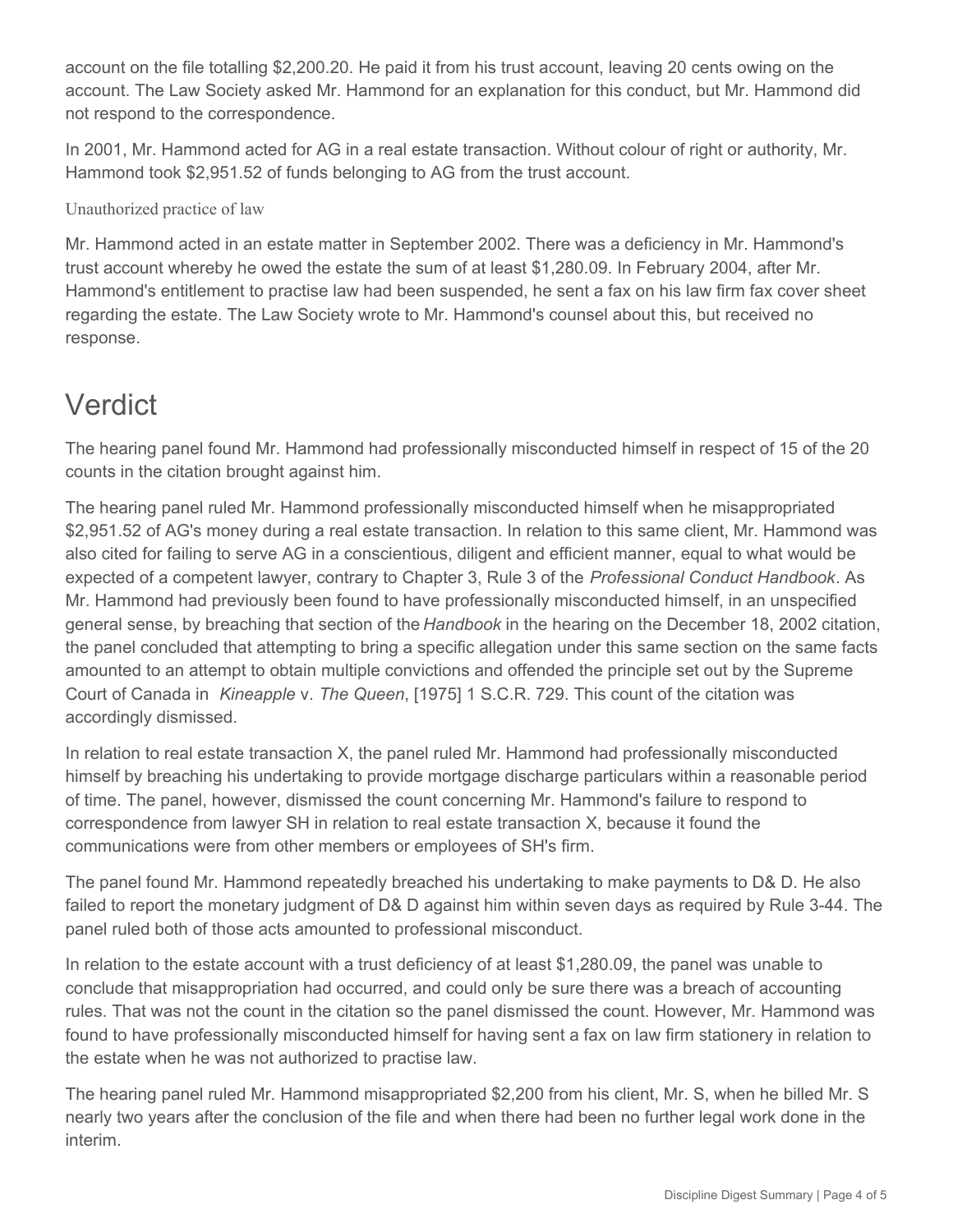account on the file totalling $2,200.20. He paid it from his trust account, leaving 20 cents owing on the account. The Law Society asked Mr. Hammond for an explanation for this conduct, but Mr. Hammond did not respond to the correspondence.

In 2001, Mr. Hammond acted for AG in a real estate transaction. Without colour of right or authority, Mr. Hammond took $2,951.52 of funds belonging to AG from the trust account.

### Unauthorized practice of law

Mr. Hammond acted in an estate matter in September 2002. There was a deficiency in Mr. Hammond's trust account whereby he owed the estate the sum of at least $1,280.09. In February 2004, after Mr. Hammond's entitlement to practise law had been suspended, he sent a fax on his law firm fax cover sheet regarding the estate. The Law Society wrote to Mr. Hammond's counsel about this, but received no response.

## Verdict

The hearing panel found Mr. Hammond had professionally misconducted himself in respect of 15 of the 20 counts in the citation brought against him.

The hearing panel ruled Mr. Hammond professionally misconducted himself when he misappropriated $2,951.52 of AG's money during a real estate transaction. In relation to this same client, Mr. Hammond was also cited for failing to serve AG in a conscientious, diligent and efficient manner, equal to what would be expected of a competent lawyer, contrary to Chapter 3, Rule 3 of the *Professional Conduct Handbook*. As Mr. Hammond had previously been found to have professionally misconducted himself, in an unspecified general sense, by breaching that section of the *Handbook* in the hearing on the December 18, 2002 citation, the panel concluded that attempting to bring a specific allegation under this same section on the same facts amounted to an attempt to obtain multiple convictions and offended the principle set out by the Supreme Court of Canada in *Kineapple* v. *The Queen*, [1975] 1 S.C.R. 729. This count of the citation was accordingly dismissed.

In relation to real estate transaction X, the panel ruled Mr. Hammond had professionally misconducted himself by breaching his undertaking to provide mortgage discharge particulars within a reasonable period of time. The panel, however, dismissed the count concerning Mr. Hammond's failure to respond to correspondence from lawyer SH in relation to real estate transaction X, because it found the communications were from other members or employees of SH's firm.

The panel found Mr. Hammond repeatedly breached his undertaking to make payments to D& D. He also failed to report the monetary judgment of D& D against him within seven days as required by Rule 3-44. The panel ruled both of those acts amounted to professional misconduct.

In relation to the estate account with a trust deficiency of at least $1,280.09, the panel was unable to conclude that misappropriation had occurred, and could only be sure there was a breach of accounting rules. That was not the count in the citation so the panel dismissed the count. However, Mr. Hammond was found to have professionally misconducted himself for having sent a fax on law firm stationery in relation to the estate when he was not authorized to practise law.

The hearing panel ruled Mr. Hammond misappropriated $2,200 from his client, Mr. S, when he billed Mr. S nearly two years after the conclusion of the file and when there had been no further legal work done in the interim.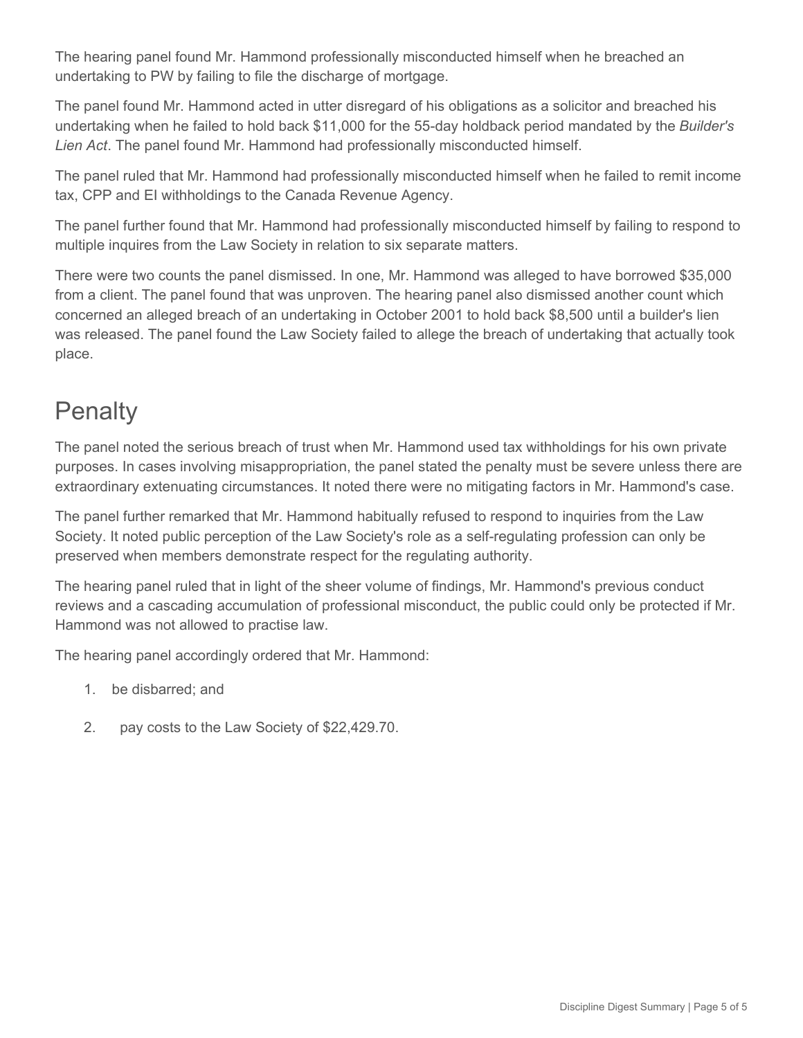The hearing panel found Mr. Hammond professionally misconducted himself when he breached an undertaking to PW by failing to file the discharge of mortgage.

The panel found Mr. Hammond acted in utter disregard of his obligations as a solicitor and breached his undertaking when he failed to hold back $11,000 for the 55-day holdback period mandated by the *Builder's Lien Act*. The panel found Mr. Hammond had professionally misconducted himself.

The panel ruled that Mr. Hammond had professionally misconducted himself when he failed to remit income tax, CPP and EI withholdings to the Canada Revenue Agency.

The panel further found that Mr. Hammond had professionally misconducted himself by failing to respond to multiple inquires from the Law Society in relation to six separate matters.

There were two counts the panel dismissed. In one, Mr. Hammond was alleged to have borrowed $35,000 from a client. The panel found that was unproven. The hearing panel also dismissed another count which concerned an alleged breach of an undertaking in October 2001 to hold back $8,500 until a builder's lien was released. The panel found the Law Society failed to allege the breach of undertaking that actually took place.

## Penalty

The panel noted the serious breach of trust when Mr. Hammond used tax withholdings for his own private purposes. In cases involving misappropriation, the panel stated the penalty must be severe unless there are extraordinary extenuating circumstances. It noted there were no mitigating factors in Mr. Hammond's case.

The panel further remarked that Mr. Hammond habitually refused to respond to inquiries from the Law Society. It noted public perception of the Law Society's role as a self-regulating profession can only be preserved when members demonstrate respect for the regulating authority.

The hearing panel ruled that in light of the sheer volume of findings, Mr. Hammond's previous conduct reviews and a cascading accumulation of professional misconduct, the public could only be protected if Mr. Hammond was not allowed to practise law.

The hearing panel accordingly ordered that Mr. Hammond:

1. be disbarred; and
2. pay costs to the Law Society of $22,429.70.